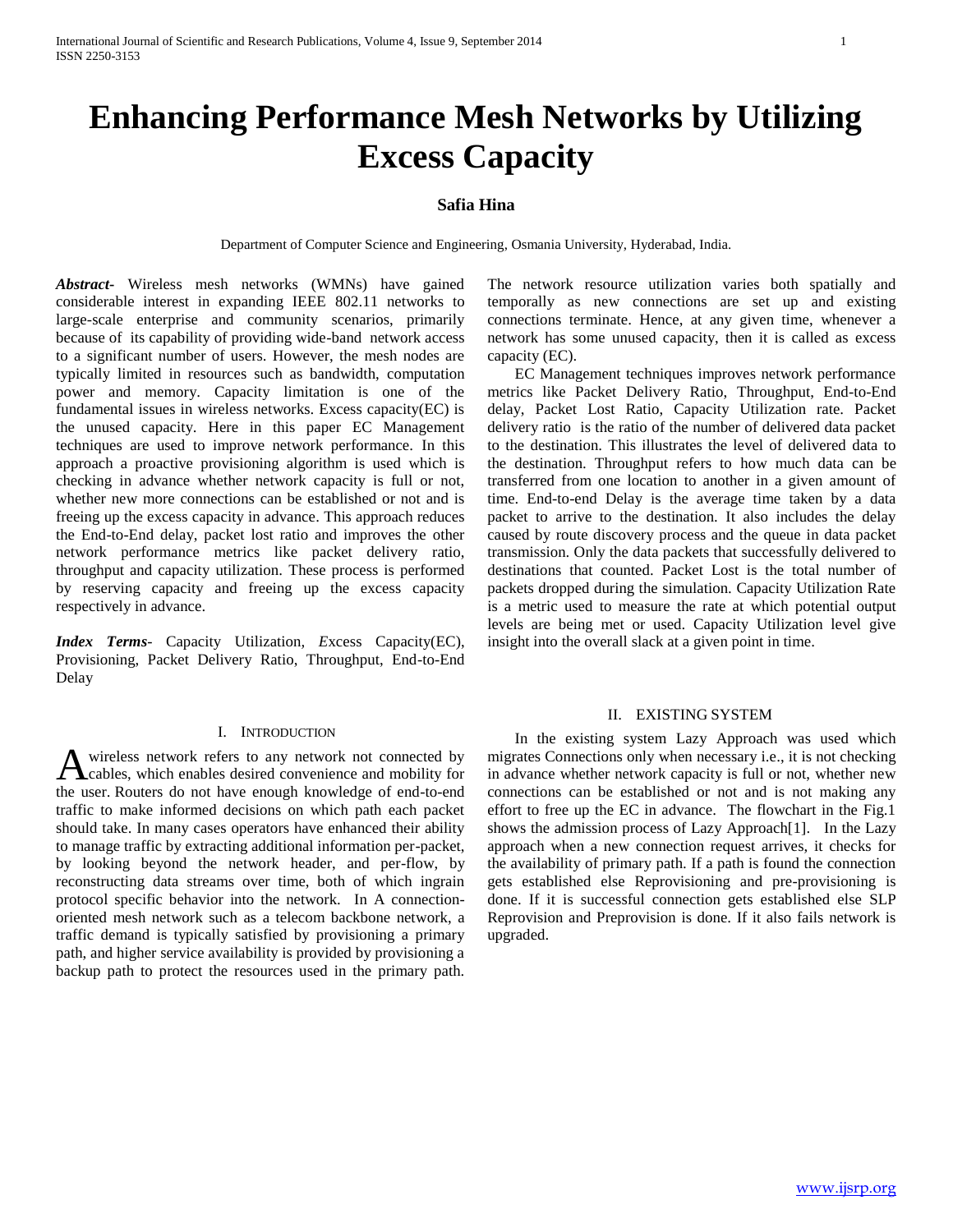# Enhancing Performance Mesh Networks by Utilizing Excess Capacity

**Safia Hina**

Department of Computer Science and Engineering, Osmania University, Hyderabad, India.

***Abstract***- Wireless mesh networks (WMNs) have gained considerable interest in expanding IEEE 802.11 networks to large-scale enterprise and community scenarios, primarily because of its capability of providing wide-band network access to a significant number of users. However, the mesh nodes are typically limited in resources such as bandwidth, computation power and memory. Capacity limitation is one of the fundamental issues in wireless networks. Excess capacity(EC) is the unused capacity. Here in this paper EC Management techniques are used to improve network performance. In this approach a proactive provisioning algorithm is used which is checking in advance whether network capacity is full or not, whether new more connections can be established or not and is freeing up the excess capacity in advance. This approach reduces the End-to-End delay, packet lost ratio and improves the other network performance metrics like packet delivery ratio, throughput and capacity utilization. These process is performed by reserving capacity and freeing up the excess capacity respectively in advance.

***Index Terms***- Capacity Utilization, *E*xcess Capacity(EC), Provisioning, Packet Delivery Ratio, Throughput, End-to-End Delay

## I. Introduction

A wireless network refers to any network not connected by cables, which enables desired convenience and mobility for the user. Routers do not have enough knowledge of end-to-end traffic to make informed decisions on which path each packet should take. In many cases operators have enhanced their ability to manage traffic by extracting additional information per-packet, by looking beyond the network header, and per-flow, by reconstructing data streams over time, both of which ingrain protocol specific behavior into the network. In A connection-oriented mesh network such as a telecom backbone network, a traffic demand is typically satisfied by provisioning a primary path, and higher service availability is provided by provisioning a backup path to protect the resources used in the primary path. The network resource utilization varies both spatially and temporally as new connections are set up and existing connections terminate. Hence, at any given time, whenever a network has some unused capacity, then it is called as excess capacity (EC).

EC Management techniques improves network performance metrics like Packet Delivery Ratio, Throughput, End-to-End delay, Packet Lost Ratio, Capacity Utilization rate. Packet delivery ratio is the ratio of the number of delivered data packet to the destination. This illustrates the level of delivered data to the destination. Throughput refers to how much data can be transferred from one location to another in a given amount of time. End-to-end Delay is the average time taken by a data packet to arrive to the destination. It also includes the delay caused by route discovery process and the queue in data packet transmission. Only the data packets that successfully delivered to destinations that counted. Packet Lost is the total number of packets dropped during the simulation. Capacity Utilization Rate is a metric used to measure the rate at which potential output levels are being met or used. Capacity Utilization level give insight into the overall slack at a given point in time.

## II. Existing System

In the existing system Lazy Approach was used which migrates Connections only when necessary i.e., it is not checking in advance whether network capacity is full or not, whether new connections can be established or not and is not making any effort to free up the EC in advance. The flowchart in the Fig.1 shows the admission process of Lazy Approach[1]. In the Lazy approach when a new connection request arrives, it checks for the availability of primary path. If a path is found the connection gets established else Reprovisioning and pre-provisioning is done. If it is successful connection gets established else SLP Reprovision and Preprovision is done. If it also fails network is upgraded.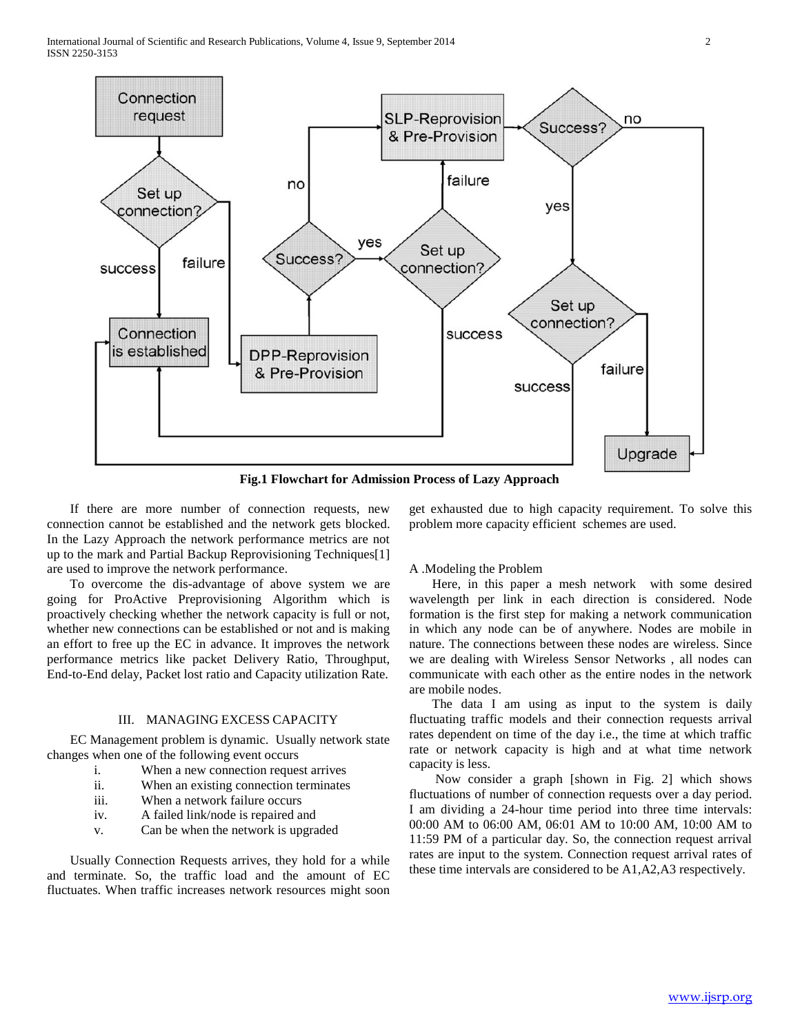Fig.1 Flowchart for Admission Process of Lazy Approach

If there are more number of connection requests, new connection cannot be established and the network gets blocked. In the Lazy Approach the network performance metrics are not up to the mark and Partial Backup Reprovisioning Techniques[1] are used to improve the network performance.

To overcome the dis-advantage of above system we are going for ProActive Preprovisioning Algorithm which is proactively checking whether the network capacity is full or not, whether new connections can be established or not and is making an effort to free up the EC in advance. It improves the network performance metrics like packet Delivery Ratio, Throughput, End-to-End delay, Packet lost ratio and Capacity utilization Rate.

## III. MANAGING EXCESS CAPACITY

EC Management problem is dynamic. Usually network state changes when one of the following event occurs

i. When a new connection request arrives
ii. When an existing connection terminates
iii. When a network failure occurs
iv. A failed link/node is repaired and
v. Can be when the network is upgraded

Usually Connection Requests arrives, they hold for a while and terminate. So, the traffic load and the amount of EC fluctuates. When traffic increases network resources might soon get exhausted due to high capacity requirement. To solve this problem more capacity efficient schemes are used.

### A .Modeling the Problem

Here, in this paper a mesh network with some desired wavelength per link in each direction is considered. Node formation is the first step for making a network communication in which any node can be of anywhere. Nodes are mobile in nature. The connections between these nodes are wireless. Since we are dealing with Wireless Sensor Networks , all nodes can communicate with each other as the entire nodes in the network are mobile nodes.

The data I am using as input to the system is daily fluctuating traffic models and their connection requests arrival rates dependent on time of the day i.e., the time at which traffic rate or network capacity is high and at what time network capacity is less.

Now consider a graph [shown in Fig. 2] which shows fluctuations of number of connection requests over a day period. I am dividing a 24-hour time period into three time intervals: 00:00 AM to 06:00 AM, 06:01 AM to 10:00 AM, 10:00 AM to 11:59 PM of a particular day. So, the connection request arrival rates are input to the system. Connection request arrival rates of these time intervals are considered to be A1,A2,A3 respectively.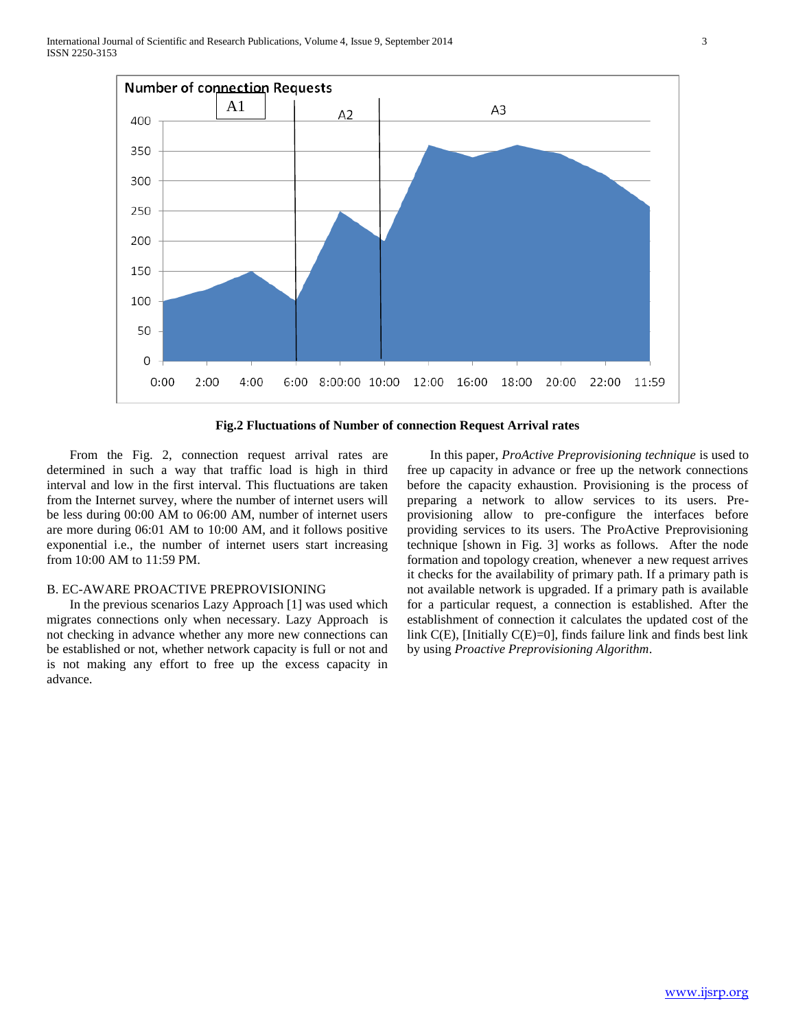**Fig.2 Fluctuations of Number of connection Request Arrival rates**

From the Fig. 2, connection request arrival rates are determined in such a way that traffic load is high in third interval and low in the first interval. This fluctuations are taken from the Internet survey, where the number of internet users will be less during 00:00 AM to 06:00 AM, number of internet users are more during 06:01 AM to 10:00 AM, and it follows positive exponential i.e., the number of internet users start increasing from 10:00 AM to 11:59 PM.

## B. EC-AWARE PROACTIVE PREPROVISIONING

In the previous scenarios Lazy Approach [1] was used which migrates connections only when necessary. Lazy Approach is not checking in advance whether any more new connections can be established or not, whether network capacity is full or not and is not making any effort to free up the excess capacity in advance.

In this paper, *ProActive Preprovisioning technique* is used to free up capacity in advance or free up the network connections before the capacity exhaustion. Provisioning is the process of preparing a network to allow services to its users. Pre-provisioning allow to pre-configure the interfaces before providing services to its users. The ProActive Preprovisioning technique [shown in Fig. 3] works as follows. After the node formation and topology creation, whenever a new request arrives it checks for the availability of primary path. If a primary path is not available network is upgraded. If a primary path is available for a particular request, a connection is established. After the establishment of connection it calculates the updated cost of the link C(E), [Initially C(E)=0], finds failure link and finds best link by using *Proactive Preprovisioning Algorithm*.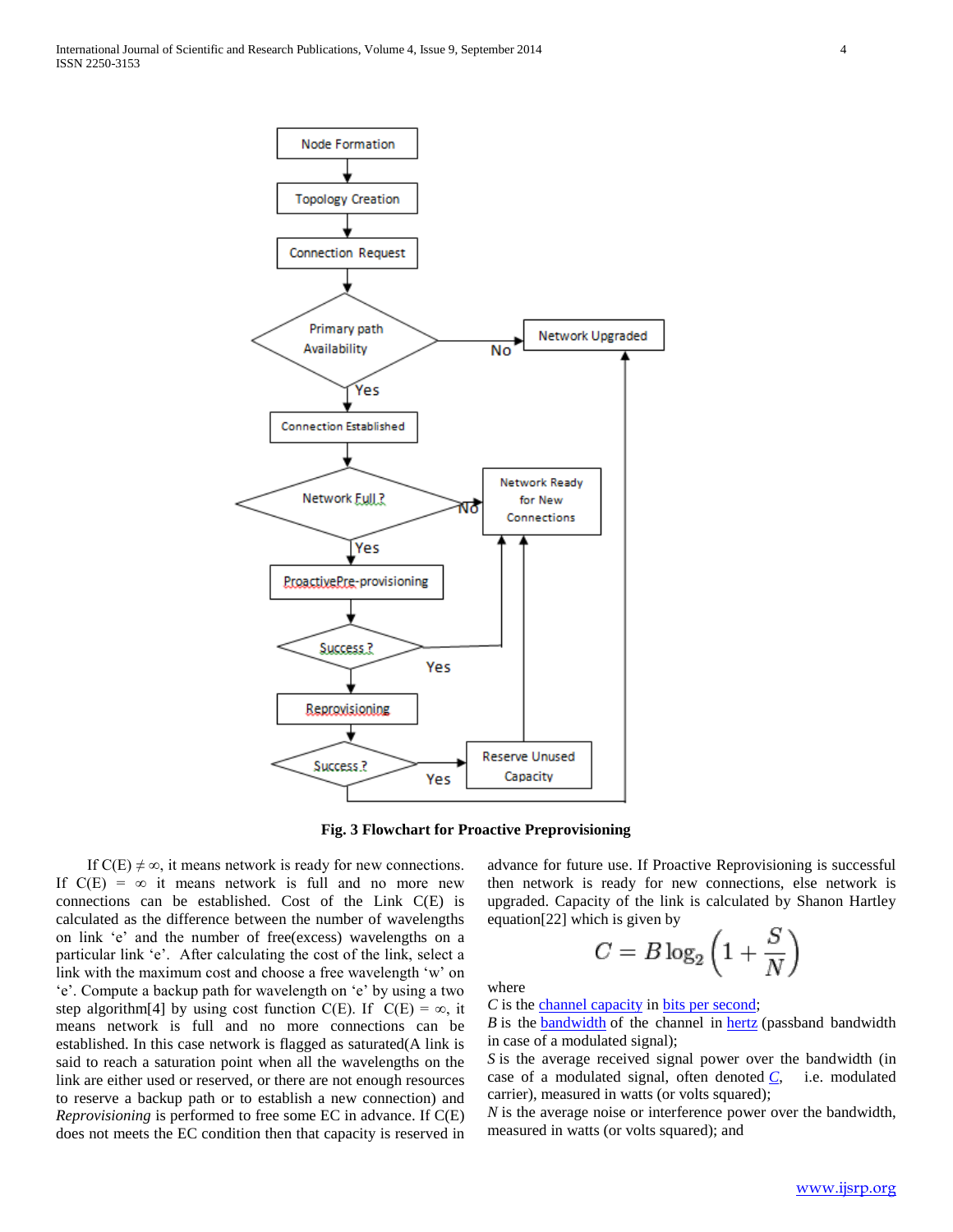**Fig. 3 Flowchart for Proactive Preprovisioning**

If C(E) ≠ ∞, it means network is ready for new connections. If C(E) = ∞ it means network is full and no more new connections can be established. Cost of the Link C(E) is calculated as the difference between the number of wavelengths on link 'e' and the number of free(excess) wavelengths on a particular link 'e'. After calculating the cost of the link, select a link with the maximum cost and choose a free wavelength 'w' on 'e'. Compute a backup path for wavelength on 'e' by using a two step algorithm[4] by using cost function C(E). If C(E) = ∞, it means network is full and no more connections can be established. In this case network is flagged as saturated(A link is said to reach a saturation point when all the wavelengths on the link are either used or reserved, or there are not enough resources to reserve a backup path or to establish a new connection) and *Reprovisioning* is performed to free some EC in advance. If C(E) does not meets the EC condition then that capacity is reserved in advance for future use. If Proactive Reprovisioning is successful then network is ready for new connections, else network is upgraded. Capacity of the link is calculated by Shanon Hartley equation[22] which is given by

$$C = B \log_2 \left( 1 + \frac{S}{N} \right)$$

where

$C$ is the channel capacity in bits per second;

$B$ is the bandwidth of the channel in hertz (passband bandwidth in case of a modulated signal);

$S$ is the average received signal power over the bandwidth (in case of a modulated signal, often denoted $C$, i.e. modulated carrier), measured in watts (or volts squared);

$N$ is the average noise or interference power over the bandwidth, measured in watts (or volts squared); and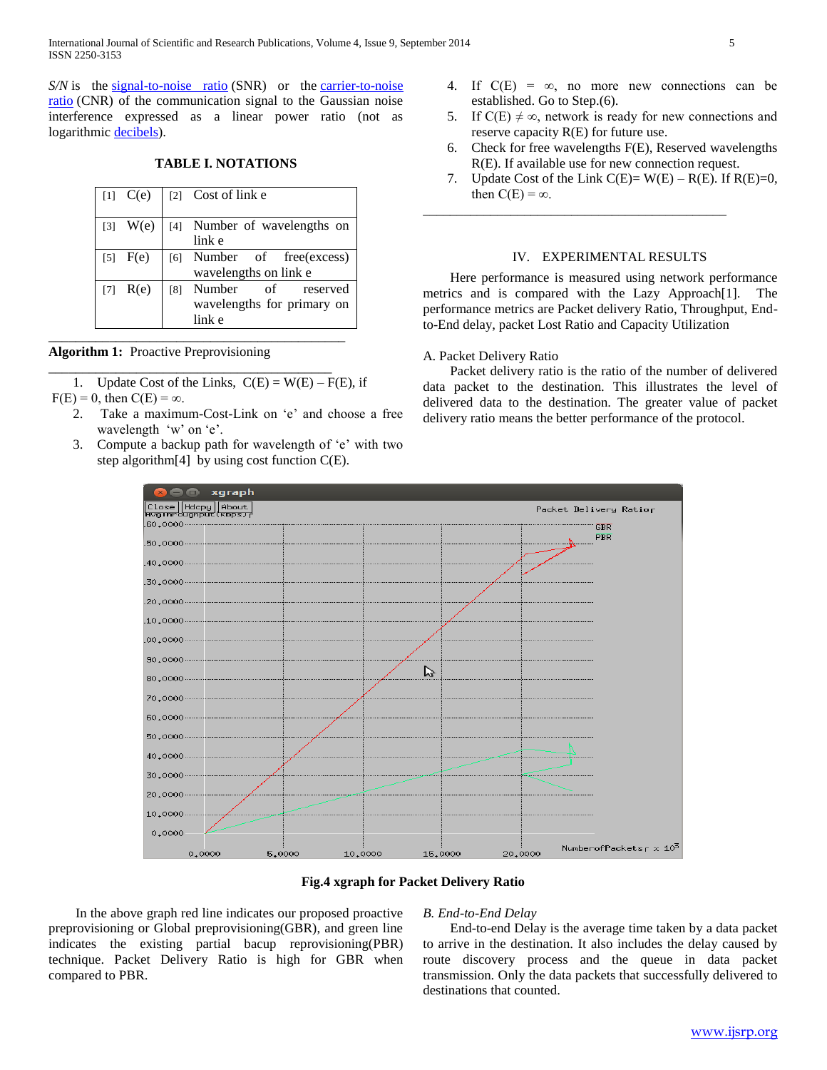*S/N* is the signal-to-noise ratio (SNR) or the carrier-to-noise ratio (CNR) of the communication signal to the Gaussian noise interference expressed as a linear power ratio (not as logarithmic decibels).

**TABLE I. NOTATIONS**

| | |
|---|---|
| [1] C(e) | [2] Cost of link e |
| [3] W(e) | [4] Number of wavelengths on link e |
| [5] F(e) | [6] Number of free(excess) wavelengths on link e |
| [7] R(e) | [8] Number of reserved wavelengths for primary on link e |

---

**Algorithm 1:** Proactive Preprovisioning

---

1. Update Cost of the Links, C(E) = W(E) – F(E), if F(E) = 0, then C(E) = ∞.
2. Take a maximum-Cost-Link on 'e' and choose a free wavelength 'w' on 'e'.
3. Compute a backup path for wavelength of 'e' with two step algorithm[4] by using cost function C(E).
4. If C(E) = ∞, no more new connections can be established. Go to Step.(6).
5. If C(E) ≠ ∞, network is ready for new connections and reserve capacity R(E) for future use.
6. Check for free wavelengths F(E), Reserved wavelengths R(E). If available use for new connection request.
7. Update Cost of the Link C(E)= W(E) – R(E). If R(E)=0, then C(E) = ∞.

---

## IV. EXPERIMENTAL RESULTS

Here performance is measured using network performance metrics and is compared with the Lazy Approach[1]. The performance metrics are Packet delivery Ratio, Throughput, End-to-End delay, packet Lost Ratio and Capacity Utilization

### A. Packet Delivery Ratio

Packet delivery ratio is the ratio of the number of delivered data packet to the destination. This illustrates the level of delivered data to the destination. The greater value of packet delivery ratio means the better performance of the protocol.

**Fig.4 xgraph for Packet Delivery Ratio**

In the above graph red line indicates our proposed proactive preprovisioning or Global preprovisioning(GBR), and green line indicates the existing partial bacup reprovisioning(PBR) technique. Packet Delivery Ratio is high for GBR when compared to PBR.

### *B. End-to-End Delay*

End-to-end Delay is the average time taken by a data packet to arrive in the destination. It also includes the delay caused by route discovery process and the queue in data packet transmission. Only the data packets that successfully delivered to destinations that counted.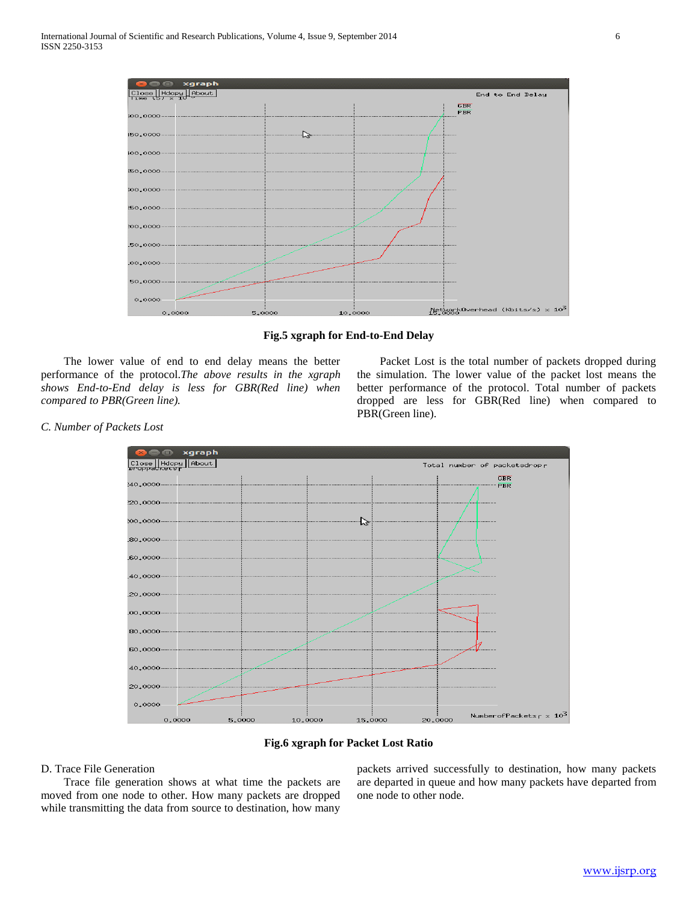Fig.5 xgraph for End-to-End Delay

The lower value of end to end delay means the better performance of the protocol. *The above results in the xgraph shows End-to-End delay is less for GBR(Red line) when compared to PBR(Green line).*

### C. Number of Packets Lost

Packet Lost is the total number of packets dropped during the simulation. The lower value of the packet lost means the better performance of the protocol. Total number of packets dropped are less for GBR(Red line) when compared to PBR(Green line).

Fig.6 xgraph for Packet Lost Ratio

### D. Trace File Generation

Trace file generation shows at what time the packets are moved from one node to other. How many packets are dropped while transmitting the data from source to destination, how many packets arrived successfully to destination, how many packets are departed in queue and how many packets have departed from one node to other node.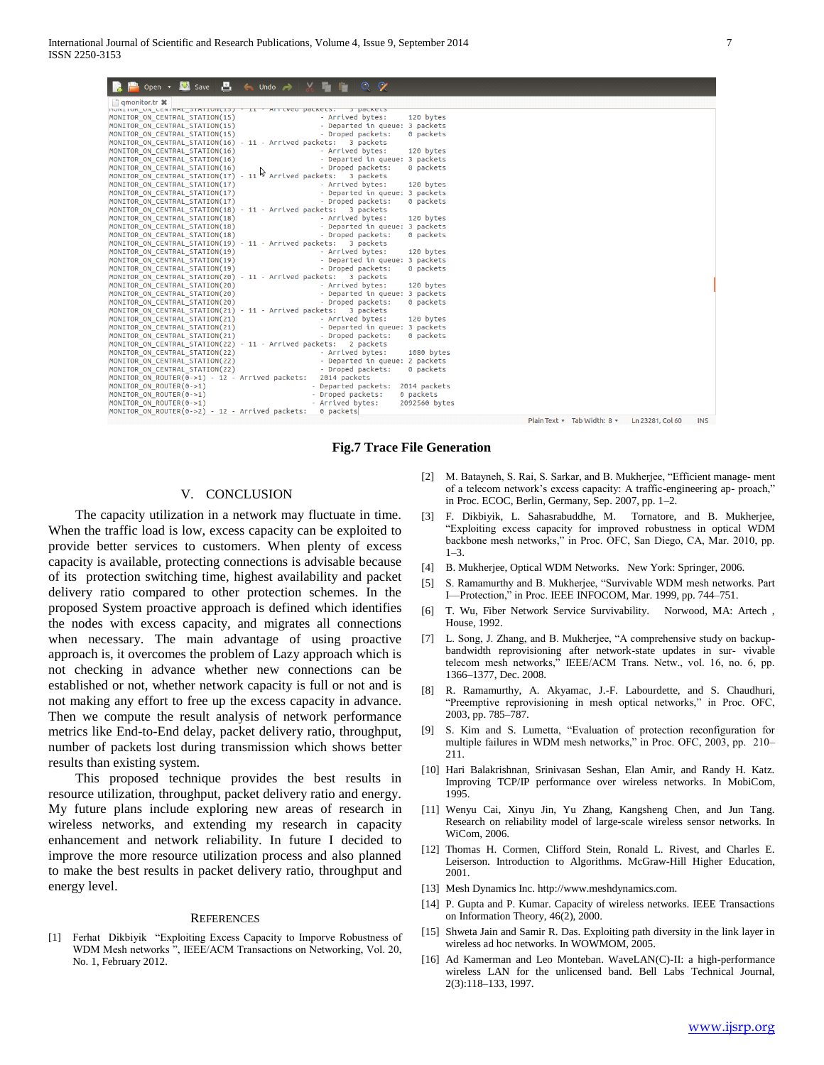Fig.7 Trace File Generation

## V. CONCLUSION

The capacity utilization in a network may fluctuate in time. When the traffic load is low, excess capacity can be exploited to provide better services to customers. When plenty of excess capacity is available, protecting connections is advisable because of its protection switching time, highest availability and packet delivery ratio compared to other protection schemes. In the proposed System proactive approach is defined which identifies the nodes with excess capacity, and migrates all connections when necessary. The main advantage of using proactive approach is, it overcomes the problem of Lazy approach which is not checking in advance whether new connections can be established or not, whether network capacity is full or not and is not making any effort to free up the excess capacity in advance. Then we compute the result analysis of network performance metrics like End-to-End delay, packet delivery ratio, throughput, number of packets lost during transmission which shows better results than existing system.

This proposed technique provides the best results in resource utilization, throughput, packet delivery ratio and energy. My future plans include exploring new areas of research in wireless networks, and extending my research in capacity enhancement and network reliability. In future I decided to improve the more resource utilization process and also planned to make the best results in packet delivery ratio, throughput and energy level.

## REFERENCES

[1] Ferhat Dikbiyik "Exploiting Excess Capacity to Imporve Robustness of WDM Mesh networks ", IEEE/ACM Transactions on Networking, Vol. 20, No. 1, February 2012.

[2] M. Batayneh, S. Rai, S. Sarkar, and B. Mukherjee, "Efficient manage- ment of a telecom network's excess capacity: A traffic-engineering ap- proach," in Proc. ECOC, Berlin, Germany, Sep. 2007, pp. 1–2.

[3] F. Dikbiyik, L. Sahasrabuddhe, M. Tornatore, and B. Mukherjee, "Exploiting excess capacity for improved robustness in optical WDM backbone mesh networks," in Proc. OFC, San Diego, CA, Mar. 2010, pp. 1–3.

[4] B. Mukherjee, Optical WDM Networks. New York: Springer, 2006.

[5] S. Ramamurthy and B. Mukherjee, "Survivable WDM mesh networks. Part I—Protection," in Proc. IEEE INFOCOM, Mar. 1999, pp. 744–751.

[6] T. Wu, Fiber Network Service Survivability. Norwood, MA: Artech , House, 1992.

[7] L. Song, J. Zhang, and B. Mukherjee, "A comprehensive study on backup-bandwidth reprovisioning after network-state updates in sur- vivable telecom mesh networks," IEEE/ACM Trans. Netw., vol. 16, no. 6, pp. 1366–1377, Dec. 2008.

[8] R. Ramamurthy, A. Akyamac, J.-F. Labourdette, and S. Chaudhuri, "Preemptive reprovisioning in mesh optical networks," in Proc. OFC, 2003, pp. 785–787.

[9] S. Kim and S. Lumetta, "Evaluation of protection reconfiguration for multiple failures in WDM mesh networks," in Proc. OFC, 2003, pp. 210–211.

[10] Hari Balakrishnan, Srinivasan Seshan, Elan Amir, and Randy H. Katz. Improving TCP/IP performance over wireless networks. In MobiCom, 1995.

[11] Wenyu Cai, Xinyu Jin, Yu Zhang, Kangsheng Chen, and Jun Tang. Research on reliability model of large-scale wireless sensor networks. In WiCom, 2006.

[12] Thomas H. Cormen, Clifford Stein, Ronald L. Rivest, and Charles E. Leiserson. Introduction to Algorithms. McGraw-Hill Higher Education, 2001.

[13] Mesh Dynamics Inc. http://www.meshdynamics.com.

[14] P. Gupta and P. Kumar. Capacity of wireless networks. IEEE Transactions on Information Theory, 46(2), 2000.

[15] Shweta Jain and Samir R. Das. Exploiting path diversity in the link layer in wireless ad hoc networks. In WOWMOM, 2005.

[16] Ad Kamerman and Leo Monteban. WaveLAN(C)-II: a high-performance wireless LAN for the unlicensed band. Bell Labs Technical Journal, 2(3):118–133, 1997.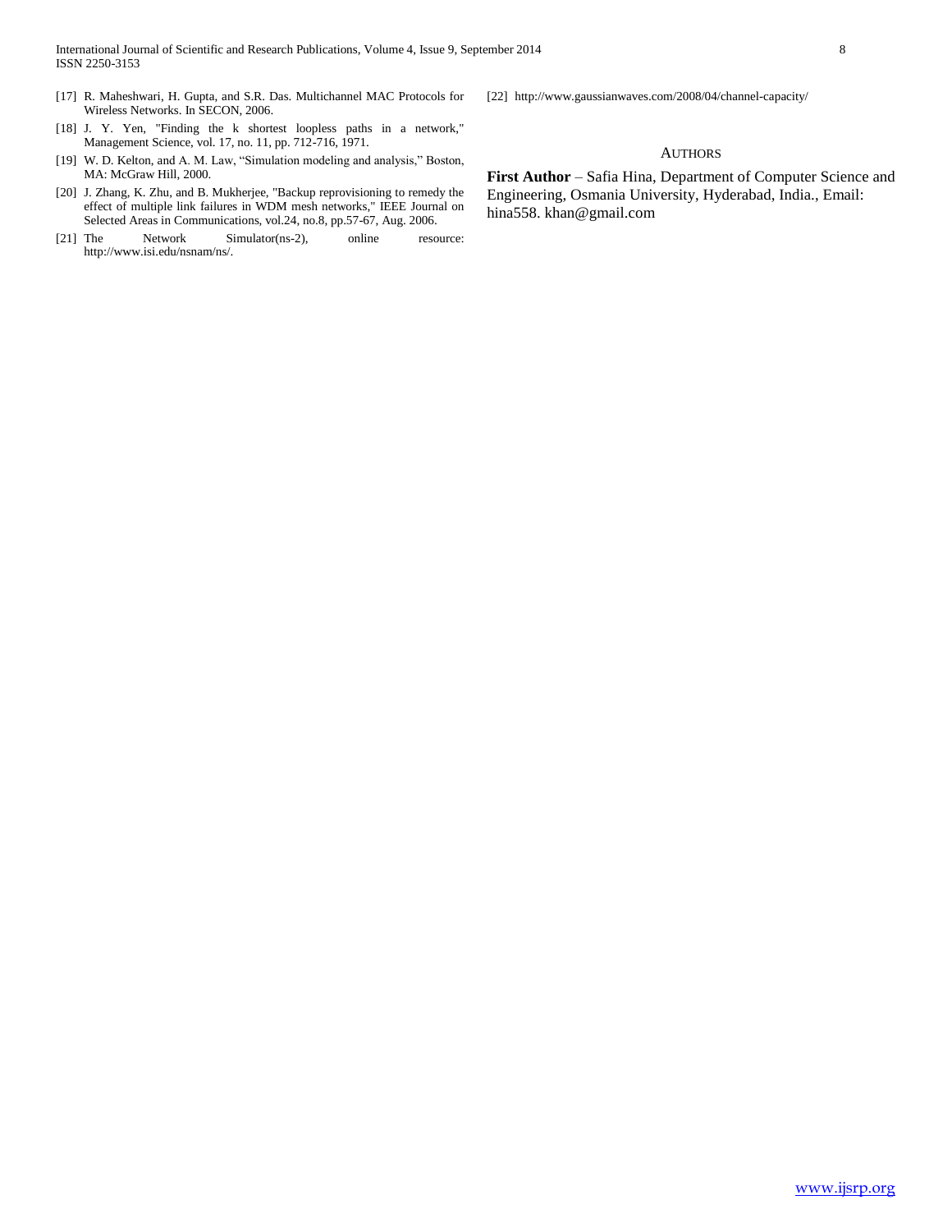[17] R. Maheshwari, H. Gupta, and S.R. Das. Multichannel MAC Protocols for Wireless Networks. In SECON, 2006.

[18] J. Y. Yen, "Finding the k shortest loopless paths in a network," Management Science, vol. 17, no. 11, pp. 712-716, 1971.

[19] W. D. Kelton, and A. M. Law, "Simulation modeling and analysis," Boston, MA: McGraw Hill, 2000.

[20] J. Zhang, K. Zhu, and B. Mukherjee, "Backup reprovisioning to remedy the effect of multiple link failures in WDM mesh networks," IEEE Journal on Selected Areas in Communications, vol.24, no.8, pp.57-67, Aug. 2006.

[21] The Network Simulator(ns-2), online resource: http://www.isi.edu/nsnam/ns/.

[22] http://www.gaussianwaves.com/2008/04/channel-capacity/

## AUTHORS

**First Author** – Safia Hina, Department of Computer Science and Engineering, Osmania University, Hyderabad, India., Email: hina558. khan@gmail.com